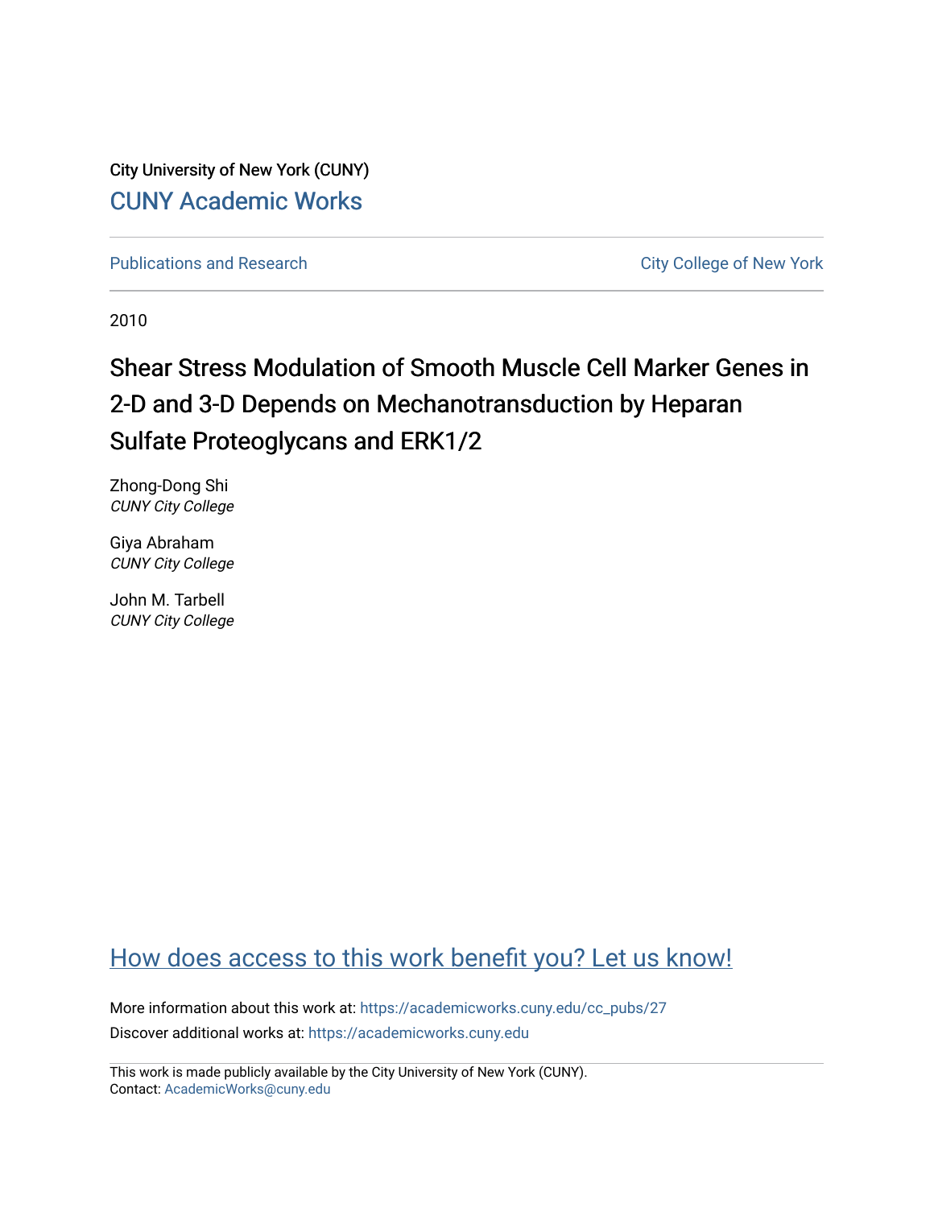City University of New York (CUNY)

CUNY Academic Works

Publications and Research

City College of New York

2010

# Shear Stress Modulation of Smooth Muscle Cell Marker Genes in 2-D and 3-D Depends on Mechanotransduction by Heparan Sulfate Proteoglycans and ERK1/2

Zhong-Dong Shi
*CUNY City College*

Giya Abraham
*CUNY City College*

John M. Tarbell
*CUNY City College*

How does access to this work benefit you? Let us know!

More information about this work at: https://academicworks.cuny.edu/cc_pubs/27

Discover additional works at: https://academicworks.cuny.edu

This work is made publicly available by the City University of New York (CUNY).
Contact: AcademicWorks@cuny.edu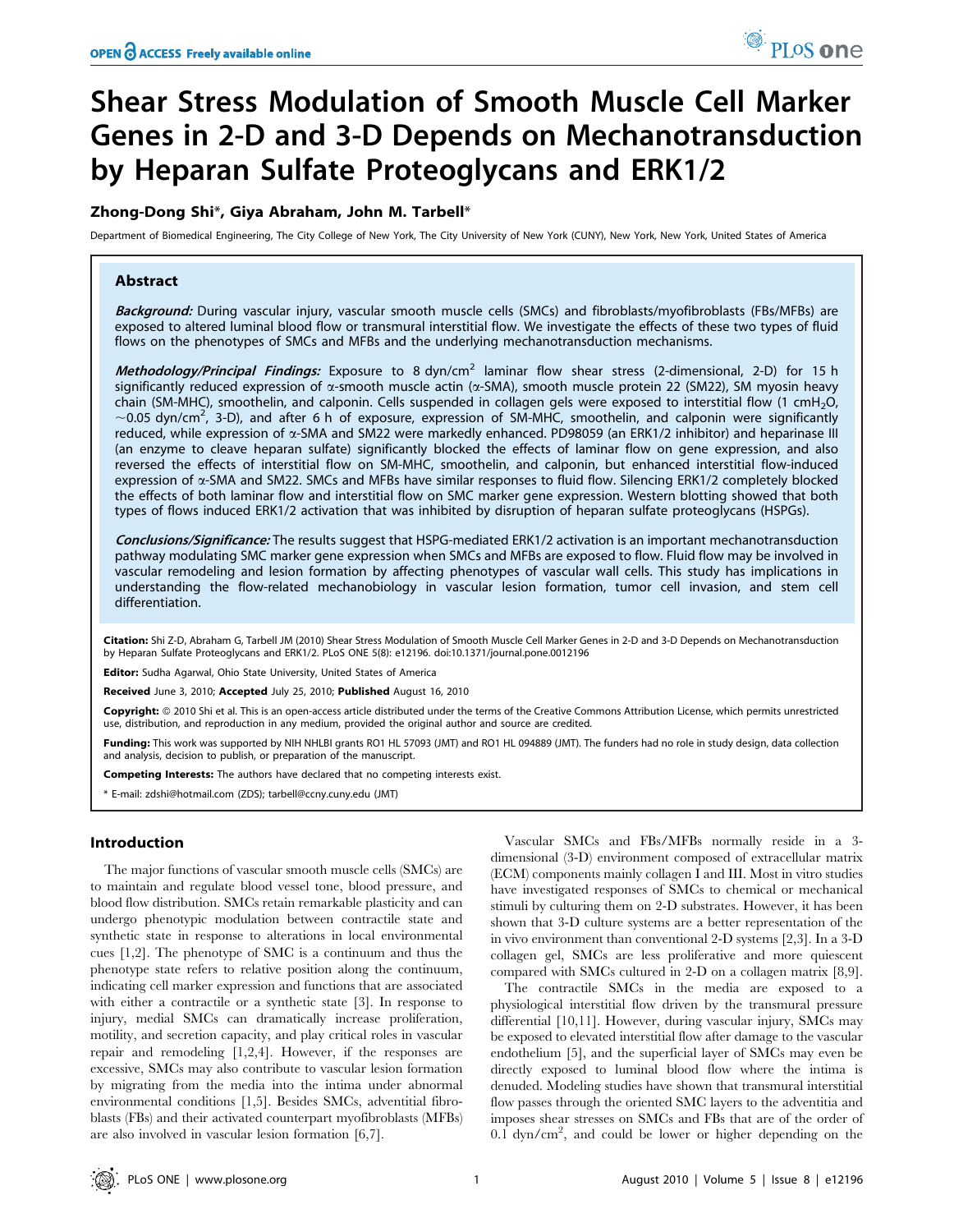# Shear Stress Modulation of Smooth Muscle Cell Marker Genes in 2-D and 3-D Depends on Mechanotransduction by Heparan Sulfate Proteoglycans and ERK1/2

**Zhong-Dong Shi\*, Giya Abraham, John M. Tarbell\***

Department of Biomedical Engineering, The City College of New York, The City University of New York (CUNY), New York, New York, United States of America

## Abstract

***Background:*** During vascular injury, vascular smooth muscle cells (SMCs) and fibroblasts/myofibroblasts (FBs/MFBs) are exposed to altered luminal blood flow or transmural interstitial flow. We investigate the effects of these two types of fluid flows on the phenotypes of SMCs and MFBs and the underlying mechanotransduction mechanisms.

***Methodology/Principal Findings:*** Exposure to 8 dyn/cm$^2$ laminar flow shear stress (2-dimensional, 2-D) for 15 h significantly reduced expression of α-smooth muscle actin (α-SMA), smooth muscle protein 22 (SM22), SM myosin heavy chain (SM-MHC), smoothelin, and calponin. Cells suspended in collagen gels were exposed to interstitial flow (1 cmH$_2$O, ~0.05 dyn/cm$^2$, 3-D), and after 6 h of exposure, expression of SM-MHC, smoothelin, and calponin were significantly reduced, while expression of α-SMA and SM22 were markedly enhanced. PD98059 (an ERK1/2 inhibitor) and heparinase III (an enzyme to cleave heparan sulfate) significantly blocked the effects of laminar flow on gene expression, and also reversed the effects of interstitial flow on SM-MHC, smoothelin, and calponin, but enhanced interstitial flow-induced expression of α-SMA and SM22. SMCs and MFBs have similar responses to fluid flow. Silencing ERK1/2 completely blocked the effects of both laminar flow and interstitial flow on SMC marker gene expression. Western blotting showed that both types of flows induced ERK1/2 activation that was inhibited by disruption of heparan sulfate proteoglycans (HSPGs).

***Conclusions/Significance:*** The results suggest that HSPG-mediated ERK1/2 activation is an important mechanotransduction pathway modulating SMC marker gene expression when SMCs and MFBs are exposed to flow. Fluid flow may be involved in vascular remodeling and lesion formation by affecting phenotypes of vascular wall cells. This study has implications in understanding the flow-related mechanobiology in vascular lesion formation, tumor cell invasion, and stem cell differentiation.

**Citation:** Shi Z-D, Abraham G, Tarbell JM (2010) Shear Stress Modulation of Smooth Muscle Cell Marker Genes in 2-D and 3-D Depends on Mechanotransduction by Heparan Sulfate Proteoglycans and ERK1/2. PLoS ONE 5(8): e12196. doi:10.1371/journal.pone.0012196

**Editor:** Sudha Agarwal, Ohio State University, United States of America

**Received** June 3, 2010; **Accepted** July 25, 2010; **Published** August 16, 2010

**Copyright:** © 2010 Shi et al. This is an open-access article distributed under the terms of the Creative Commons Attribution License, which permits unrestricted use, distribution, and reproduction in any medium, provided the original author and source are credited.

**Funding:** This work was supported by NIH NHLBI grants RO1 HL 57093 (JMT) and RO1 HL 094889 (JMT). The funders had no role in study design, data collection and analysis, decision to publish, or preparation of the manuscript.

**Competing Interests:** The authors have declared that no competing interests exist.

\* E-mail: zdshi@hotmail.com (ZDS); tarbell@ccny.cuny.edu (JMT)

## Introduction

The major functions of vascular smooth muscle cells (SMCs) are to maintain and regulate blood vessel tone, blood pressure, and blood flow distribution. SMCs retain remarkable plasticity and can undergo phenotypic modulation between contractile state and synthetic state in response to alterations in local environmental cues [1,2]. The phenotype of SMC is a continuum and thus the phenotype state refers to relative position along the continuum, indicating cell marker expression and functions that are associated with either a contractile or a synthetic state [3]. In response to injury, medial SMCs can dramatically increase proliferation, motility, and secretion capacity, and play critical roles in vascular repair and remodeling [1,2,4]. However, if the responses are excessive, SMCs may also contribute to vascular lesion formation by migrating from the media into the intima under abnormal environmental conditions [1,5]. Besides SMCs, adventitial fibroblasts (FBs) and their activated counterpart myofibroblasts (MFBs) are also involved in vascular lesion formation [6,7].

Vascular SMCs and FBs/MFBs normally reside in a 3-dimensional (3-D) environment composed of extracellular matrix (ECM) components mainly collagen I and III. Most in vitro studies have investigated responses of SMCs to chemical or mechanical stimuli by culturing them on 2-D substrates. However, it has been shown that 3-D culture systems are a better representation of the in vivo environment than conventional 2-D systems [2,3]. In a 3-D collagen gel, SMCs are less proliferative and more quiescent compared with SMCs cultured in 2-D on a collagen matrix [8,9].

The contractile SMCs in the media are exposed to a physiological interstitial flow driven by the transmural pressure differential [10,11]. However, during vascular injury, SMCs may be exposed to elevated interstitial flow after damage to the vascular endothelium [5], and the superficial layer of SMCs may even be directly exposed to luminal blood flow where the intima is denuded. Modeling studies have shown that transmural interstitial flow passes through the oriented SMC layers to the adventitia and imposes shear stresses on SMCs and FBs that are of the order of 0.1 dyn/cm$^2$, and could be lower or higher depending on the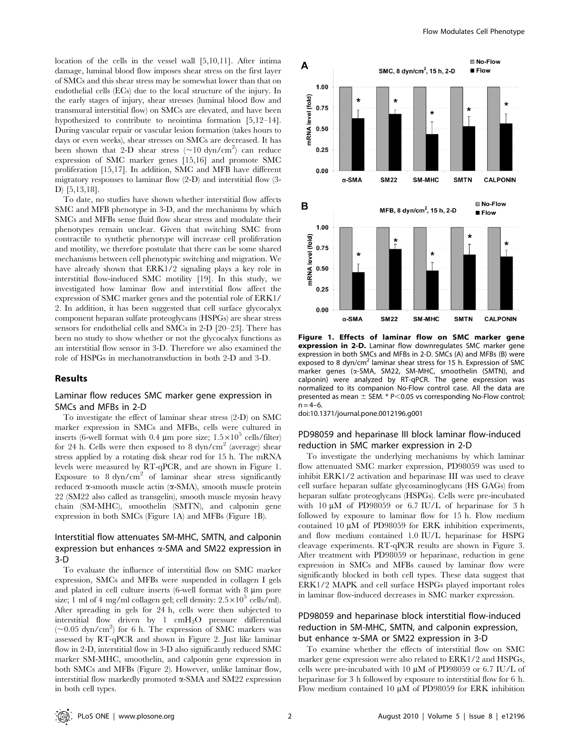location of the cells in the vessel wall [5,10,11]. After intima damage, luminal blood flow imposes shear stress on the first layer of SMCs and this shear stress may be somewhat lower than that on endothelial cells (ECs) due to the local structure of the injury. In the early stages of injury, shear stresses (luminal blood flow and transmural interstitial flow) on SMCs are elevated, and have been hypothesized to contribute to neointima formation [5,12–14]. During vascular repair or vascular lesion formation (takes hours to days or even weeks), shear stresses on SMCs are decreased. It has been shown that 2-D shear stress (~10 dyn/cm$^2$) can reduce expression of SMC marker genes [15,16] and promote SMC proliferation [15,17]. In addition, SMC and MFB have different migratory responses to laminar flow (2-D) and interstitial flow (3-D) [5,13,18].

To date, no studies have shown whether interstitial flow affects SMC and MFB phenotype in 3-D, and the mechanisms by which SMCs and MFBs sense fluid flow shear stress and modulate their phenotypes remain unclear. Given that switching SMC from contractile to synthetic phenotype will increase cell proliferation and motility, we therefore postulate that there can be some shared mechanisms between cell phenotypic switching and migration. We have already shown that ERK1/2 signaling plays a key role in interstitial flow-induced SMC motility [19]. In this study, we investigated how laminar flow and interstitial flow affect the expression of SMC marker genes and the potential role of ERK1/2. In addition, it has been suggested that cell surface glycocalyx component heparan sulfate proteoglycans (HSPGs) are shear stress sensors for endothelial cells and SMCs in 2-D [20–23]. There has been no study to show whether or not the glycocalyx functions as an interstitial flow sensor in 3-D. Therefore we also examined the role of HSPGs in mechanotransduction in both 2-D and 3-D.

## Results

### Laminar flow reduces SMC marker gene expression in SMCs and MFBs in 2-D

To investigate the effect of laminar shear stress (2-D) on SMC marker expression in SMCs and MFBs, cells were cultured in inserts (6-well format with 0.4 μm pore size; $1.5\times10^5$ cells/filter) for 24 h. Cells were then exposed to 8 dyn/cm$^2$ (average) shear stress applied by a rotating disk shear rod for 15 h. The mRNA levels were measured by RT-qPCR, and are shown in Figure 1. Exposure to 8 dyn/cm$^2$ of laminar shear stress significantly reduced α-smooth muscle actin (α-SMA), smooth muscle protein 22 (SM22 also called as transgelin), smooth muscle myosin heavy chain (SM-MHC), smoothelin (SMTN), and calponin gene expression in both SMCs (Figure 1A) and MFBs (Figure 1B).

### Interstitial flow attenuates SM-MHC, SMTN, and calponin expression but enhances α-SMA and SM22 expression in 3-D

To evaluate the influence of interstitial flow on SMC marker expression, SMCs and MFBs were suspended in collagen I gels and plated in cell culture inserts (6-well format with 8 μm pore size; 1 ml of 4 mg/ml collagen gel; cell density: $2.5\times10^5$ cells/ml). After spreading in gels for 24 h, cells were then subjected to interstitial flow driven by 1 cm$H_2O$ pressure differential (~0.05 dyn/cm$^2$) for 6 h. The expression of SMC markers was assessed by RT-qPCR and shown in Figure 2. Just like laminar flow in 2-D, interstitial flow in 3-D also significantly reduced SMC marker SM-MHC, smoothelin, and calponin gene expression in both SMCs and MFBs (Figure 2). However, unlike laminar flow, interstitial flow markedly promoted α-SMA and SM22 expression in both cell types.

**Figure 1. Effects of laminar flow on SMC marker gene expression in 2-D.** Laminar flow downregulates SMC marker gene expression in both SMCs and MFBs in 2-D. SMCs (A) and MFBs (B) were exposed to 8 dyn/cm$^2$ laminar shear stress for 15 h. Expression of SMC marker genes (α-SMA, SM22, SM-MHC, smoothelin (SMTN), and calponin) were analyzed by RT-qPCR. The gene expression was normalized to its companion No-Flow control case. All the data are presented as mean ± SEM. * $P<0.05$ vs corresponding No-Flow control; n = 4–6.

doi:10.1371/journal.pone.0012196.g001

### PD98059 and heparinase III block laminar flow-induced reduction in SMC marker expression in 2-D

To investigate the underlying mechanisms by which laminar flow attenuated SMC marker expression, PD98059 was used to inhibit ERK1/2 activation and heparinase III was used to cleave cell surface heparan sulfate glycosaminoglycans (HS GAGs) from heparan sulfate proteoglycans (HSPGs). Cells were pre-incubated with 10 μM of PD98059 or 6.7 IU/L of heparinase for 3 h followed by exposure to laminar flow for 15 h. Flow medium contained 10 μM of PD98059 for ERK inhibition experiments, and flow medium contained 1.0 IU/L heparinase for HSPG cleavage experiments. RT-qPCR results are shown in Figure 3. After treatment with PD98059 or heparinase, reduction in gene expression in SMCs and MFBs caused by laminar flow were significantly blocked in both cell types. These data suggest that ERK1/2 MAPK and cell surface HSPGs played important roles in laminar flow-induced decreases in SMC marker expression.

### PD98059 and heparinase block interstitial flow-induced reduction in SM-MHC, SMTN, and calponin expression, but enhance α-SMA or SM22 expression in 3-D

To examine whether the effects of interstitial flow on SMC marker gene expression were also related to ERK1/2 and HSPGs, cells were pre-incubated with 10 μM of PD98059 or 6.7 IU/L of heparinase for 3 h followed by exposure to interstitial flow for 6 h. Flow medium contained 10 μM of PD98059 for ERK inhibition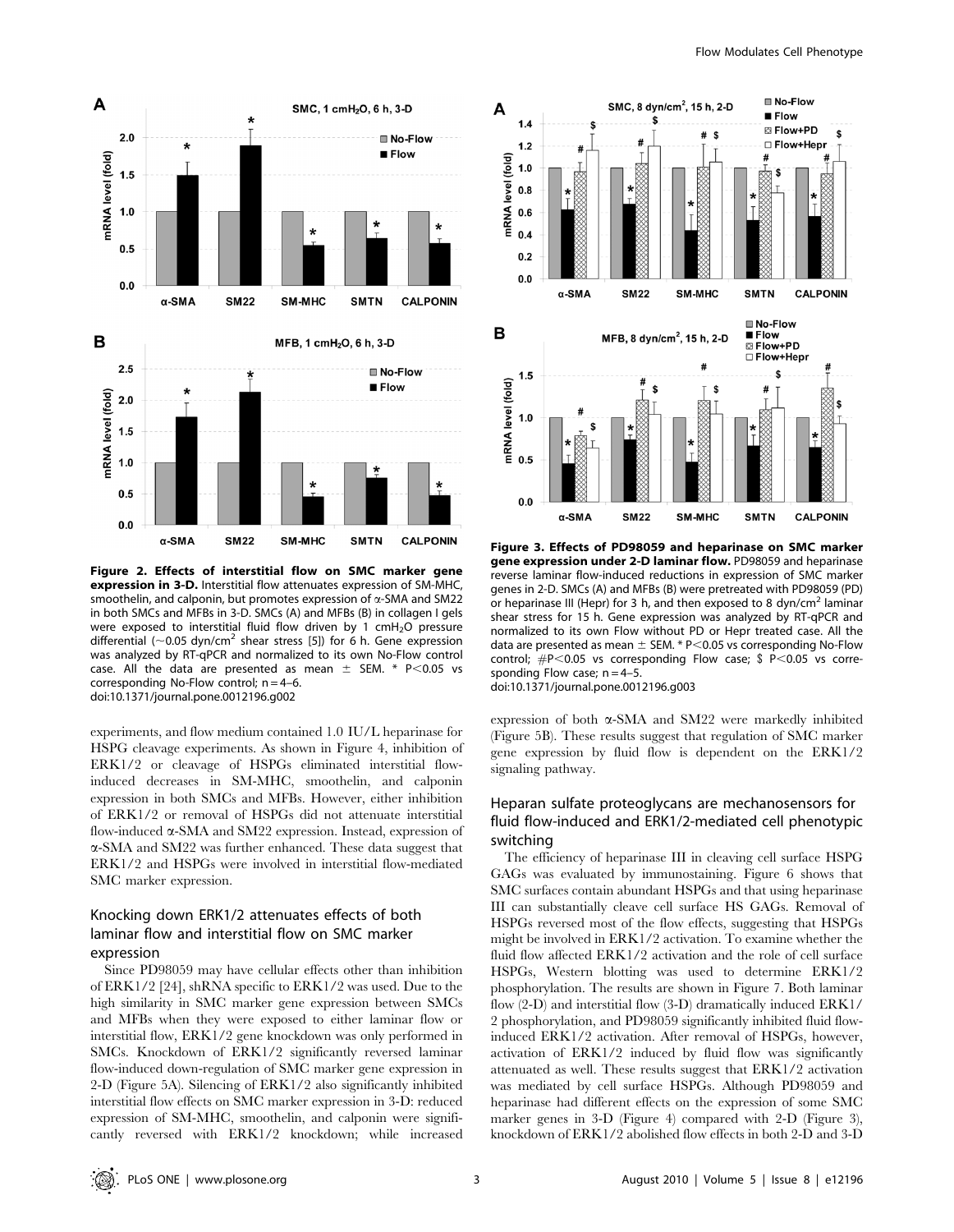**Figure 2. Effects of interstitial flow on SMC marker gene expression in 3-D.** Interstitial flow attenuates expression of SM-MHC, smoothelin, and calponin, but promotes expression of α-SMA and SM22 in both SMCs and MFBs in 3-D. SMCs (A) and MFBs (B) in collagen I gels were exposed to interstitial fluid flow driven by 1 $cmH_2O$ pressure differential (~0.05 dyn/$cm^2$ shear stress [5]) for 6 h. Gene expression was analyzed by RT-qPCR and normalized to its own No-Flow control case. All the data are presented as mean ± SEM. * P<0.05 vs corresponding No-Flow control; n = 4–6.
doi:10.1371/journal.pone.0012196.g002

**Figure 3. Effects of PD98059 and heparinase on SMC marker gene expression under 2-D laminar flow.** PD98059 and heparinase reverse laminar flow-induced reductions in expression of SMC marker genes in 2-D. SMCs (A) and MFBs (B) were pretreated with PD98059 (PD) or heparinase III (Hepr) for 3 h, and then exposed to 8 dyn/$cm^2$ laminar shear stress for 15 h. Gene expression was analyzed by RT-qPCR and normalized to its own Flow without PD or Hepr treated case. All the data are presented as mean ± SEM. * P<0.05 vs corresponding No-Flow control; #P<0.05 vs corresponding Flow case; $ P<0.05 vs corresponding Flow case; n = 4–5.
doi:10.1371/journal.pone.0012196.g003

experiments, and flow medium contained 1.0 IU/L heparinase for HSPG cleavage experiments. As shown in Figure 4, inhibition of ERK1/2 or cleavage of HSPGs eliminated interstitial flow-induced decreases in SM-MHC, smoothelin, and calponin expression in both SMCs and MFBs. However, either inhibition of ERK1/2 or removal of HSPGs did not attenuate interstitial flow-induced α-SMA and SM22 expression. Instead, expression of α-SMA and SM22 was further enhanced. These data suggest that ERK1/2 and HSPGs were involved in interstitial flow-mediated SMC marker expression.

## Knocking down ERK1/2 attenuates effects of both laminar flow and interstitial flow on SMC marker expression

Since PD98059 may have cellular effects other than inhibition of ERK1/2 [24], shRNA specific to ERK1/2 was used. Due to the high similarity in SMC marker gene expression between SMCs and MFBs when they were exposed to either laminar flow or interstitial flow, ERK1/2 gene knockdown was only performed in SMCs. Knockdown of ERK1/2 significantly reversed laminar flow-induced down-regulation of SMC marker gene expression in 2-D (Figure 5A). Silencing of ERK1/2 also significantly inhibited interstitial flow effects on SMC marker expression in 3-D: reduced expression of SM-MHC, smoothelin, and calponin were significantly reversed with ERK1/2 knockdown; while increased expression of both α-SMA and SM22 were markedly inhibited (Figure 5B). These results suggest that regulation of SMC marker gene expression by fluid flow is dependent on the ERK1/2 signaling pathway.

## Heparan sulfate proteoglycans are mechanosensors for fluid flow-induced and ERK1/2-mediated cell phenotypic switching

The efficiency of heparinase III in cleaving cell surface HSPG GAGs was evaluated by immunostaining. Figure 6 shows that SMC surfaces contain abundant HSPGs and that using heparinase III can substantially cleave cell surface HS GAGs. Removal of HSPGs reversed most of the flow effects, suggesting that HSPGs might be involved in ERK1/2 activation. To examine whether the fluid flow affected ERK1/2 activation and the role of cell surface HSPGs, Western blotting was used to determine ERK1/2 phosphorylation. The results are shown in Figure 7. Both laminar flow (2-D) and interstitial flow (3-D) dramatically induced ERK1/2 phosphorylation, and PD98059 significantly inhibited fluid flow-induced ERK1/2 activation. After removal of HSPGs, however, activation of ERK1/2 induced by fluid flow was significantly attenuated as well. These results suggest that ERK1/2 activation was mediated by cell surface HSPGs. Although PD98059 and heparinase had different effects on the expression of some SMC marker genes in 3-D (Figure 4) compared with 2-D (Figure 3), knockdown of ERK1/2 abolished flow effects in both 2-D and 3-D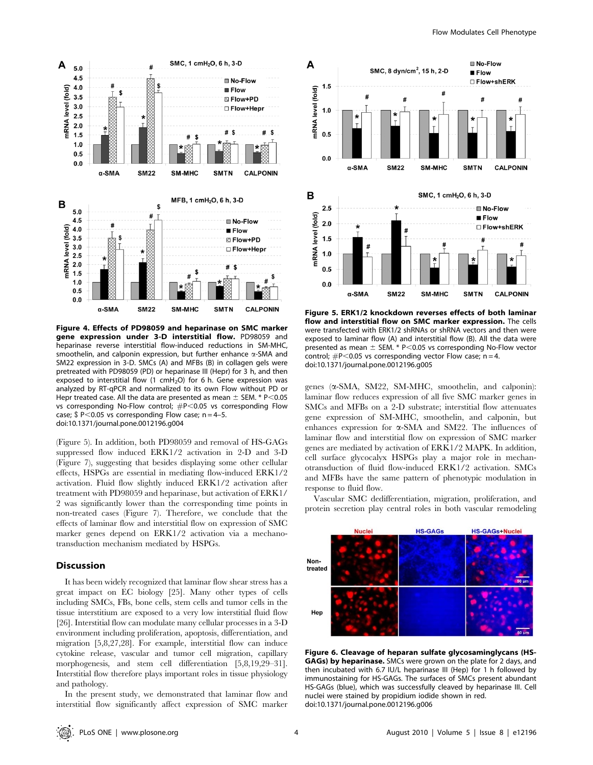**Figure 4. Effects of PD98059 and heparinase on SMC marker gene expression under 3-D interstitial flow.** PD98059 and heparinase reverse interstitial flow-induced reductions in SM-MHC, smoothelin, and calponin expression, but further enhance α-SMA and SM22 expression in 3-D. SMCs (A) and MFBs (B) in collagen gels were pretreated with PD98059 (PD) or heparinase III (Hepr) for 3 h, and then exposed to interstitial flow (1 $cmH_2O$) for 6 h. Gene expression was analyzed by RT-qPCR and normalized to its own Flow without PD or Hepr treated case. All the data are presented as mean ± SEM. * $P<0.05$ vs corresponding No-Flow control; # $P<0.05$ vs corresponding Flow case; $ $P<0.05$ vs corresponding Flow case; n = 4–5.
doi:10.1371/journal.pone.0012196.g004

(Figure 5). In addition, both PD98059 and removal of HS-GAGs suppressed flow induced ERK1/2 activation in 2-D and 3-D (Figure 7), suggesting that besides displaying some other cellular effects, HSPGs are essential in mediating flow-induced ERK1/2 activation. Fluid flow slightly induced ERK1/2 activation after treatment with PD98059 and heparinase, but activation of ERK1/2 was significantly lower than the corresponding time points in non-treated cases (Figure 7). Therefore, we conclude that the effects of laminar flow and interstitial flow on expression of SMC marker genes depend on ERK1/2 activation via a mechanotransduction mechanism mediated by HSPGs.

## Discussion

It has been widely recognized that laminar flow shear stress has a great impact on EC biology [25]. Many other types of cells including SMCs, FBs, bone cells, stem cells and tumor cells in the tissue interstitium are exposed to a very low interstitial fluid flow [26]. Interstitial flow can modulate many cellular processes in a 3-D environment including proliferation, apoptosis, differentiation, and migration [5,8,27,28]. For example, interstitial flow can induce cytokine release, vascular and tumor cell migration, capillary morphogenesis, and stem cell differentiation [5,8,19,29–31]. Interstitial flow therefore plays important roles in tissue physiology and pathology.

In the present study, we demonstrated that laminar flow and interstitial flow significantly affect expression of SMC marker genes (α-SMA, SM22, SM-MHC, smoothelin, and calponin): laminar flow reduces expression of all five SMC marker genes in SMCs and MFBs on a 2-D substrate; interstitial flow attenuates gene expression of SM-MHC, smoothelin, and calponin, but enhances expression for α-SMA and SM22. The influences of laminar flow and interstitial flow on expression of SMC marker genes are mediated by activation of ERK1/2 MAPK. In addition, cell surface glycocalyx HSPGs play a major role in mechanotransduction of fluid flow-induced ERK1/2 activation. SMCs and MFBs have the same pattern of phenotypic modulation in response to fluid flow.

Vascular SMC dedifferentiation, migration, proliferation, and protein secretion play central roles in both vascular remodeling

**Figure 5. ERK1/2 knockdown reverses effects of both laminar flow and interstitial flow on SMC marker expression.** The cells were transfected with ERK1/2 shRNAs or shRNA vectors and then were exposed to laminar flow (A) and interstitial flow (B). All the data were presented as mean ± SEM. * $P<0.05$ vs corresponding No-Flow vector control; # $P<0.05$ vs corresponding vector Flow case; n = 4.
doi:10.1371/journal.pone.0012196.g005

**Figure 6. Cleavage of heparan sulfate glycosaminglycans (HS-GAGs) by heparinase.** SMCs were grown on the plate for 2 days, and then incubated with 6.7 IU/L heparinase III (Hep) for 1 h followed by immunostaining for HS-GAGs. The surfaces of SMCs present abundant HS-GAGs (blue), which was successfully cleaved by heparinase III. Cell nuclei were stained by propidium iodide shown in red.
doi:10.1371/journal.pone.0012196.g006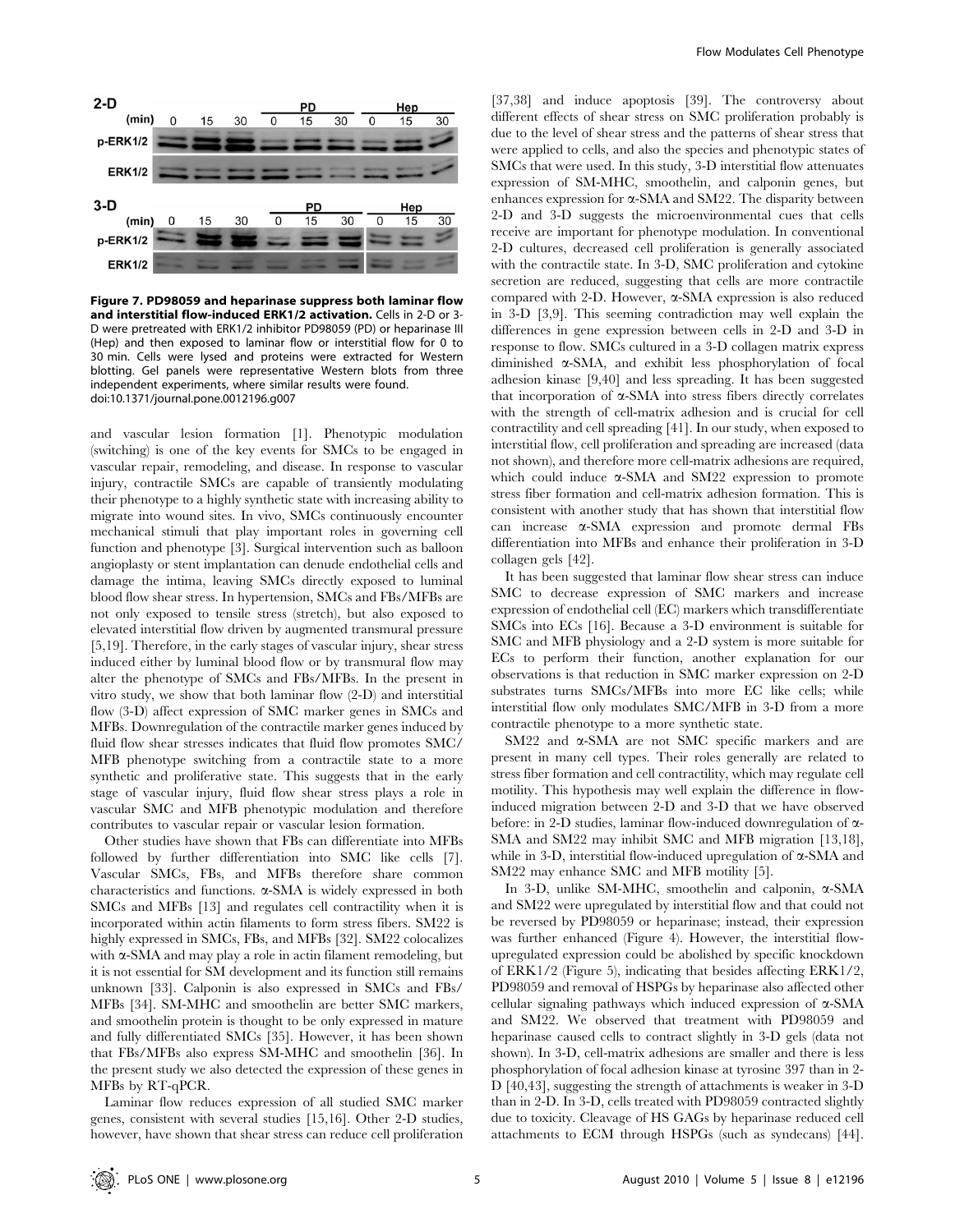**Figure 7. PD98059 and heparinase suppress both laminar flow and interstitial flow-induced ERK1/2 activation.** Cells in 2-D or 3-D were pretreated with ERK1/2 inhibitor PD98059 (PD) or heparinase III (Hep) and then exposed to laminar flow or interstitial flow for 0 to 30 min. Cells were lysed and proteins were extracted for Western blotting. Gel panels were representative Western blots from three independent experiments, where similar results were found.
doi:10.1371/journal.pone.0012196.g007

and vascular lesion formation [1]. Phenotypic modulation (switching) is one of the key events for SMCs to be engaged in vascular repair, remodeling, and disease. In response to vascular injury, contractile SMCs are capable of transiently modulating their phenotype to a highly synthetic state with increasing ability to migrate into wound sites. In vivo, SMCs continuously encounter mechanical stimuli that play important roles in governing cell function and phenotype [3]. Surgical intervention such as balloon angioplasty or stent implantation can denude endothelial cells and damage the intima, leaving SMCs directly exposed to luminal blood flow shear stress. In hypertension, SMCs and FBs/MFBs are not only exposed to tensile stress (stretch), but also exposed to elevated interstitial flow driven by augmented transmural pressure [5,19]. Therefore, in the early stages of vascular injury, shear stress induced either by luminal blood flow or by transmural flow may alter the phenotype of SMCs and FBs/MFBs. In the present in vitro study, we show that both laminar flow (2-D) and interstitial flow (3-D) affect expression of SMC marker genes in SMCs and MFBs. Downregulation of the contractile marker genes induced by fluid flow shear stresses indicates that fluid flow promotes SMC/MFB phenotype switching from a contractile state to a more synthetic and proliferative state. This suggests that in the early stage of vascular injury, fluid flow shear stress plays a role in vascular SMC and MFB phenotypic modulation and therefore contributes to vascular repair or vascular lesion formation.

Other studies have shown that FBs can differentiate into MFBs followed by further differentiation into SMC like cells [7]. Vascular SMCs, FBs, and MFBs therefore share common characteristics and functions. α-SMA is widely expressed in both SMCs and MFBs [13] and regulates cell contractility when it is incorporated within actin filaments to form stress fibers. SM22 is highly expressed in SMCs, FBs, and MFBs [32]. SM22 colocalizes with α-SMA and may play a role in actin filament remodeling, but it is not essential for SM development and its function still remains unknown [33]. Calponin is also expressed in SMCs and FBs/MFBs [34]. SM-MHC and smoothelin are better SMC markers, and smoothelin protein is thought to be only expressed in mature and fully differentiated SMCs [35]. However, it has been shown that FBs/MFBs also express SM-MHC and smoothelin [36]. In the present study we also detected the expression of these genes in MFBs by RT-qPCR.

Laminar flow reduces expression of all studied SMC marker genes, consistent with several studies [15,16]. Other 2-D studies, however, have shown that shear stress can reduce cell proliferation [37,38] and induce apoptosis [39]. The controversy about different effects of shear stress on SMC proliferation probably is due to the level of shear stress and the patterns of shear stress that were applied to cells, and also the species and phenotypic states of SMCs that were used. In this study, 3-D interstitial flow attenuates expression of SM-MHC, smoothelin, and calponin genes, but enhances expression for α-SMA and SM22. The disparity between 2-D and 3-D suggests the microenvironmental cues that cells receive are important for phenotype modulation. In conventional 2-D cultures, decreased cell proliferation is generally associated with the contractile state. In 3-D, SMC proliferation and cytokine secretion are reduced, suggesting that cells are more contractile compared with 2-D. However, α-SMA expression is also reduced in 3-D [3,9]. This seeming contradiction may well explain the differences in gene expression between cells in 2-D and 3-D in response to flow. SMCs cultured in a 3-D collagen matrix express diminished α-SMA, and exhibit less phosphorylation of focal adhesion kinase [9,40] and less spreading. It has been suggested that incorporation of α-SMA into stress fibers directly correlates with the strength of cell-matrix adhesion and is crucial for cell contractility and cell spreading [41]. In our study, when exposed to interstitial flow, cell proliferation and spreading are increased (data not shown), and therefore more cell-matrix adhesions are required, which could induce α-SMA and SM22 expression to promote stress fiber formation and cell-matrix adhesion formation. This is consistent with another study that has shown that interstitial flow can increase α-SMA expression and promote dermal FBs differentiation into MFBs and enhance their proliferation in 3-D collagen gels [42].

It has been suggested that laminar flow shear stress can induce SMC to decrease expression of SMC markers and increase expression of endothelial cell (EC) markers which transdifferentiate SMCs into ECs [16]. Because a 3-D environment is suitable for SMC and MFB physiology and a 2-D system is more suitable for ECs to perform their function, another explanation for our observations is that reduction in SMC marker expression on 2-D substrates turns SMCs/MFBs into more EC like cells; while interstitial flow only modulates SMC/MFB in 3-D from a more contractile phenotype to a more synthetic state.

SM22 and α-SMA are not SMC specific markers and are present in many cell types. Their roles generally are related to stress fiber formation and cell contractility, which may regulate cell motility. This hypothesis may well explain the difference in flow-induced migration between 2-D and 3-D that we have observed before: in 2-D studies, laminar flow-induced downregulation of α-SMA and SM22 may inhibit SMC and MFB migration [13,18], while in 3-D, interstitial flow-induced upregulation of α-SMA and SM22 may enhance SMC and MFB motility [5].

In 3-D, unlike SM-MHC, smoothelin and calponin, α-SMA and SM22 were upregulated by interstitial flow and that could not be reversed by PD98059 or heparinase; instead, their expression was further enhanced (Figure 4). However, the interstitial flow-upregulated expression could be abolished by specific knockdown of ERK1/2 (Figure 5), indicating that besides affecting ERK1/2, PD98059 and removal of HSPGs by heparinase also affected other cellular signaling pathways which induced expression of α-SMA and SM22. We observed that treatment with PD98059 and heparinase caused cells to contract slightly in 3-D gels (data not shown). In 3-D, cell-matrix adhesions are smaller and there is less phosphorylation of focal adhesion kinase at tyrosine 397 than in 2-D [40,43], suggesting the strength of attachments is weaker in 3-D than in 2-D. In 3-D, cells treated with PD98059 contracted slightly due to toxicity. Cleavage of HS GAGs by heparinase reduced cell attachments to ECM through HSPGs (such as syndecans) [44].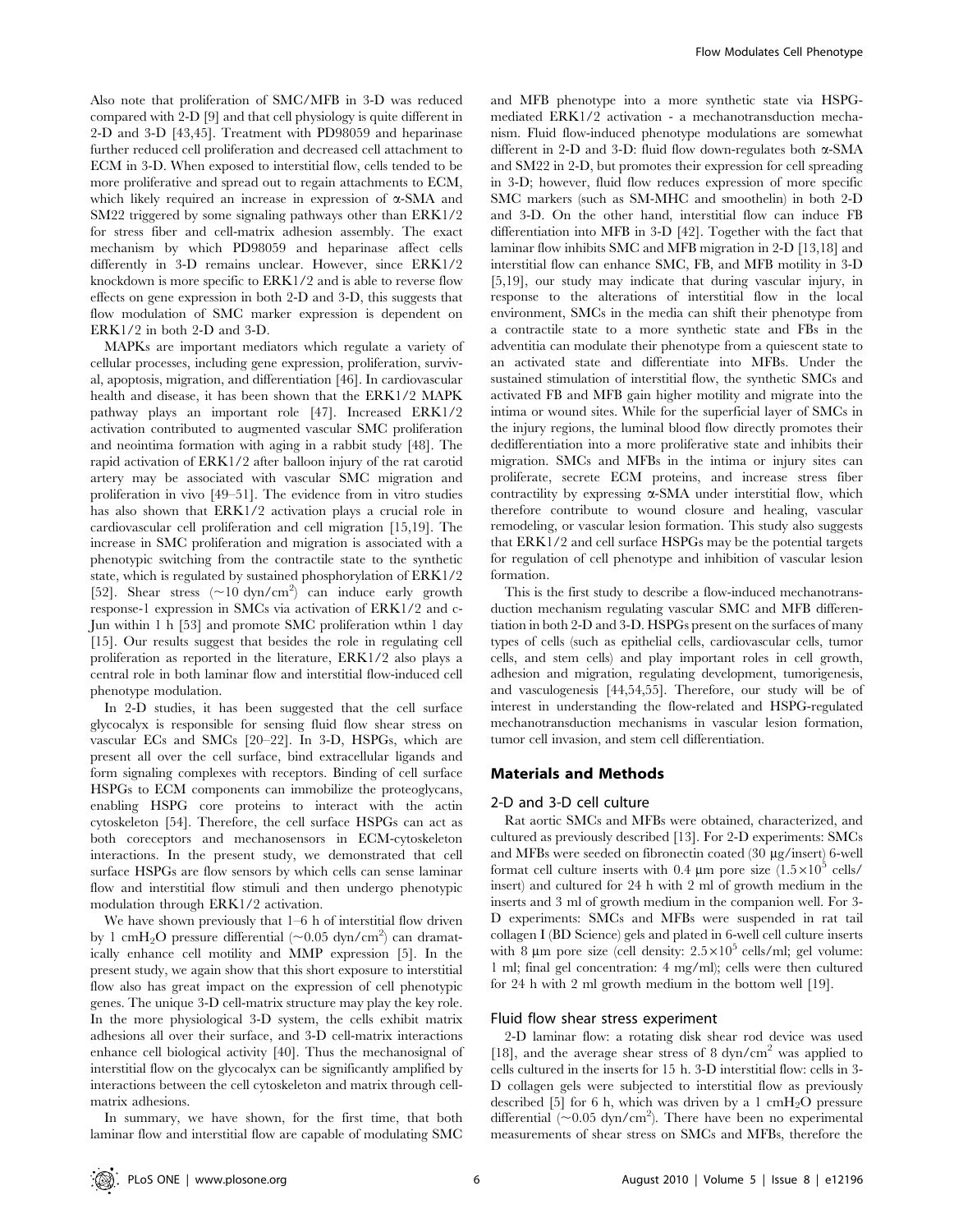Also note that proliferation of SMC/MFB in 3-D was reduced compared with 2-D [9] and that cell physiology is quite different in 2-D and 3-D [43,45]. Treatment with PD98059 and heparinase further reduced cell proliferation and decreased cell attachment to ECM in 3-D. When exposed to interstitial flow, cells tended to be more proliferative and spread out to regain attachments to ECM, which likely required an increase in expression of α-SMA and SM22 triggered by some signaling pathways other than ERK1/2 for stress fiber and cell-matrix adhesion assembly. The exact mechanism by which PD98059 and heparinase affect cells differently in 3-D remains unclear. However, since ERK1/2 knockdown is more specific to ERK1/2 and is able to reverse flow effects on gene expression in both 2-D and 3-D, this suggests that flow modulation of SMC marker expression is dependent on ERK1/2 in both 2-D and 3-D.

MAPKs are important mediators which regulate a variety of cellular processes, including gene expression, proliferation, survival, apoptosis, migration, and differentiation [46]. In cardiovascular health and disease, it has been shown that the ERK1/2 MAPK pathway plays an important role [47]. Increased ERK1/2 activation contributed to augmented vascular SMC proliferation and neointima formation with aging in a rabbit study [48]. The rapid activation of ERK1/2 after balloon injury of the rat carotid artery may be associated with vascular SMC migration and proliferation in vivo [49–51]. The evidence from in vitro studies has also shown that ERK1/2 activation plays a crucial role in cardiovascular cell proliferation and cell migration [15,19]. The increase in SMC proliferation and migration is associated with a phenotypic switching from the contractile state to the synthetic state, which is regulated by sustained phosphorylation of ERK1/2 [52]. Shear stress ($\sim$10 dyn/cm$^2$) can induce early growth response-1 expression in SMCs via activation of ERK1/2 and c-Jun within 1 h [53] and promote SMC proliferation wthin 1 day [15]. Our results suggest that besides the role in regulating cell proliferation as reported in the literature, ERK1/2 also plays a central role in both laminar flow and interstitial flow-induced cell phenotype modulation.

In 2-D studies, it has been suggested that the cell surface glycocalyx is responsible for sensing fluid flow shear stress on vascular ECs and SMCs [20–22]. In 3-D, HSPGs, which are present all over the cell surface, bind extracellular ligands and form signaling complexes with receptors. Binding of cell surface HSPGs to ECM components can immobilize the proteoglycans, enabling HSPG core proteins to interact with the actin cytoskeleton [54]. Therefore, the cell surface HSPGs can act as both coreceptors and mechanosensors in ECM-cytoskeleton interactions. In the present study, we demonstrated that cell surface HSPGs are flow sensors by which cells can sense laminar flow and interstitial flow stimuli and then undergo phenotypic modulation through ERK1/2 activation.

We have shown previously that 1–6 h of interstitial flow driven by 1 cmH$_2$O pressure differential ($\sim$0.05 dyn/cm$^2$) can dramatically enhance cell motility and MMP expression [5]. In the present study, we again show that this short exposure to interstitial flow also has great impact on the expression of cell phenotypic genes. The unique 3-D cell-matrix structure may play the key role. In the more physiological 3-D system, the cells exhibit matrix adhesions all over their surface, and 3-D cell-matrix interactions enhance cell biological activity [40]. Thus the mechanosignal of interstitial flow on the glycocalyx can be significantly amplified by interactions between the cell cytoskeleton and matrix through cell-matrix adhesions.

In summary, we have shown, for the first time, that both laminar flow and interstitial flow are capable of modulating SMC and MFB phenotype into a more synthetic state via HSPG-mediated ERK1/2 activation - a mechanotransduction mechanism. Fluid flow-induced phenotype modulations are somewhat different in 2-D and 3-D: fluid flow down-regulates both α-SMA and SM22 in 2-D, but promotes their expression for cell spreading in 3-D; however, fluid flow reduces expression of more specific SMC markers (such as SM-MHC and smoothelin) in both 2-D and 3-D. On the other hand, interstitial flow can induce FB differentiation into MFB in 3-D [42]. Together with the fact that laminar flow inhibits SMC and MFB migration in 2-D [13,18] and interstitial flow can enhance SMC, FB, and MFB motility in 3-D [5,19], our study may indicate that during vascular injury, in response to the alterations of interstitial flow in the local environment, SMCs in the media can shift their phenotype from a contractile state to a more synthetic state and FBs in the adventitia can modulate their phenotype from a quiescent state to an activated state and differentiate into MFBs. Under the sustained stimulation of interstitial flow, the synthetic SMCs and activated FB and MFB gain higher motility and migrate into the intima or wound sites. While for the superficial layer of SMCs in the injury regions, the luminal blood flow directly promotes their dedifferentiation into a more proliferative state and inhibits their migration. SMCs and MFBs in the intima or injury sites can proliferate, secrete ECM proteins, and increase stress fiber contractility by expressing α-SMA under interstitial flow, which therefore contribute to wound closure and healing, vascular remodeling, or vascular lesion formation. This study also suggests that ERK1/2 and cell surface HSPGs may be the potential targets for regulation of cell phenotype and inhibition of vascular lesion formation.

This is the first study to describe a flow-induced mechanotransduction mechanism regulating vascular SMC and MFB differentiation in both 2-D and 3-D. HSPGs present on the surfaces of many types of cells (such as epithelial cells, cardiovascular cells, tumor cells, and stem cells) and play important roles in cell growth, adhesion and migration, regulating development, tumorigenesis, and vasculogenesis [44,54,55]. Therefore, our study will be of interest in understanding the flow-related and HSPG-regulated mechanotransduction mechanisms in vascular lesion formation, tumor cell invasion, and stem cell differentiation.

## Materials and Methods

### 2-D and 3-D cell culture

Rat aortic SMCs and MFBs were obtained, characterized, and cultured as previously described [13]. For 2-D experiments: SMCs and MFBs were seeded on fibronectin coated (30 μg/insert) 6-well format cell culture inserts with 0.4 μm pore size ($1.5\times10^5$ cells/insert) and cultured for 24 h with 2 ml of growth medium in the inserts and 3 ml of growth medium in the companion well. For 3-D experiments: SMCs and MFBs were suspended in rat tail collagen I (BD Science) gels and plated in 6-well cell culture inserts with 8 μm pore size (cell density: $2.5\times10^5$ cells/ml; gel volume: 1 ml; final gel concentration: 4 mg/ml); cells were then cultured for 24 h with 2 ml growth medium in the bottom well [19].

### Fluid flow shear stress experiment

2-D laminar flow: a rotating disk shear rod device was used [18], and the average shear stress of 8 dyn/cm$^2$ was applied to cells cultured in the inserts for 15 h. 3-D interstitial flow: cells in 3-D collagen gels were subjected to interstitial flow as previously described [5] for 6 h, which was driven by a 1 cmH$_2$O pressure differential ($\sim$0.05 dyn/cm$^2$). There have been no experimental measurements of shear stress on SMCs and MFBs, therefore the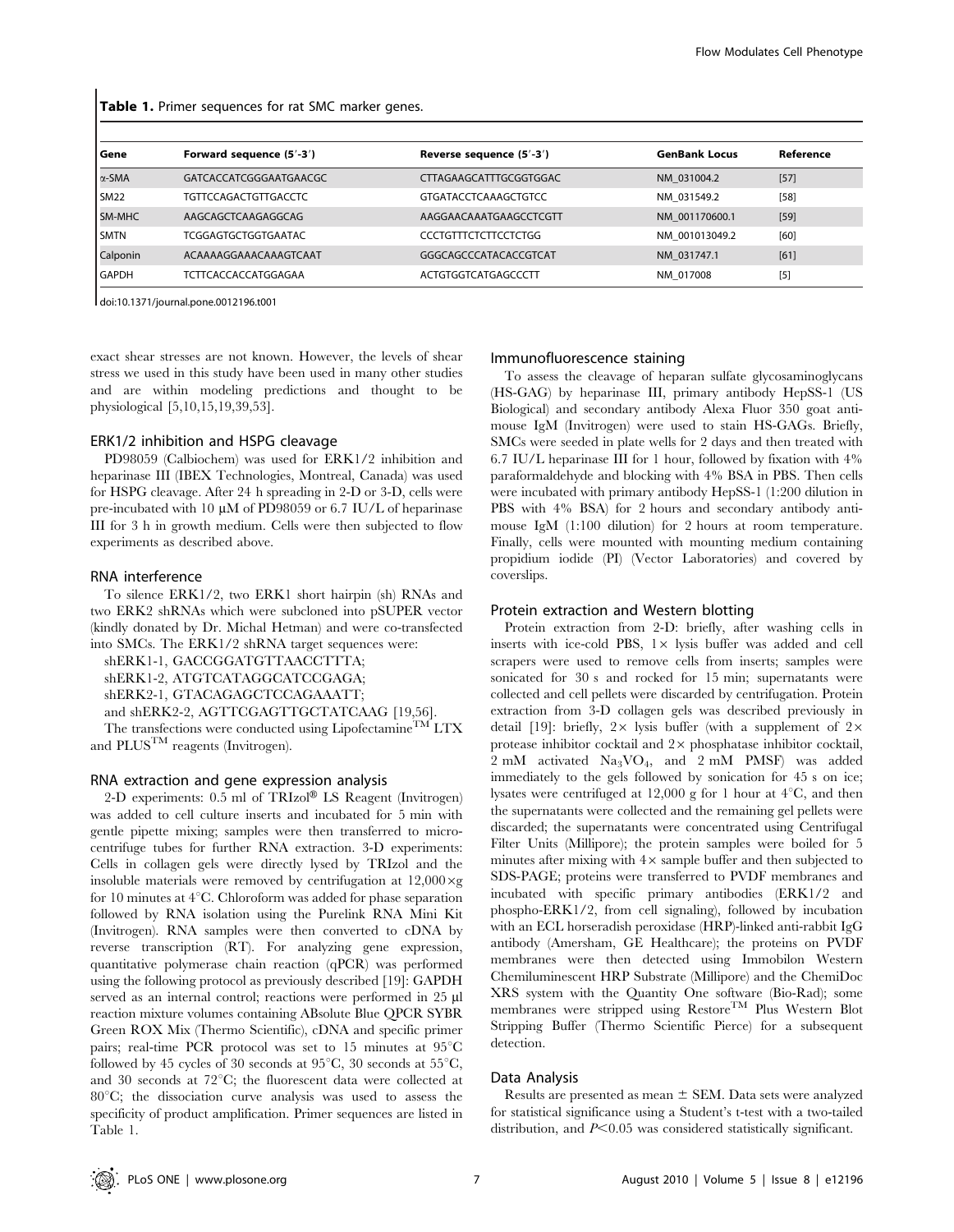**Table 1.** Primer sequences for rat SMC marker genes.

| Gene | Forward sequence (5′-3′) | Reverse sequence (5′-3′) | GenBank Locus | Reference |
|---|---|---|---|---|
| α-SMA | GATCACCATCGGGAATGAACGC | CTTAGAAGCATTTGCGGTGGAC | NM_031004.2 | [57] |
| SM22 | TGTTCCAGACTGTTGACCTC | GTGATACCTCAAAGCTGTCC | NM_031549.2 | [58] |
| SM-MHC | AAGCAGCTCAAGAGGCAG | AAGGAACAAATGAAGCCTCGTT | NM_001170600.1 | [59] |
| SMTN | TCGGAGTGCTGGTGAATAC | CCCTGTTTCTCTTCCTCTGG | NM_001013049.2 | [60] |
| Calponin | ACAAAAGGAAACAAAGTCAAT | GGGCAGCCCATACACCGTCAT | NM_031747.1 | [61] |
| GAPDH | TCTTCACCACCATGGAGAA | ACTGTGGTCATGAGCCCTT | NM_017008 | [5] |

doi:10.1371/journal.pone.0012196.t001

exact shear stresses are not known. However, the levels of shear stress we used in this study have been used in many other studies and are within modeling predictions and thought to be physiological [5,10,15,19,39,53].

### ERK1/2 inhibition and HSPG cleavage

PD98059 (Calbiochem) was used for ERK1/2 inhibition and heparinase III (IBEX Technologies, Montreal, Canada) was used for HSPG cleavage. After 24 h spreading in 2-D or 3-D, cells were pre-incubated with 10 µM of PD98059 or 6.7 IU/L of heparinase III for 3 h in growth medium. Cells were then subjected to flow experiments as described above.

### RNA interference

To silence ERK1/2, two ERK1 short hairpin (sh) RNAs and two ERK2 shRNAs which were subcloned into pSUPER vector (kindly donated by Dr. Michal Hetman) and were co-transfected into SMCs. The ERK1/2 shRNA target sequences were:

shERK1-1, GACCGGATGTTAACCTTTA;

shERK1-2, ATGTCATAGGCATCCGAGA;

shERK2-1, GTACAGAGCTCCAGAAATT;

and shERK2-2, AGTTCGAGTTGCTATCAAG [19,56].

The transfections were conducted using Lipofectamine™ LTX and PLUS™ reagents (Invitrogen).

### RNA extraction and gene expression analysis

2-D experiments: 0.5 ml of TRIzol® LS Reagent (Invitrogen) was added to cell culture inserts and incubated for 5 min with gentle pipette mixing; samples were then transferred to microcentrifuge tubes for further RNA extraction. 3-D experiments: Cells in collagen gels were directly lysed by TRIzol and the insoluble materials were removed by centrifugation at 12,000×g for 10 minutes at 4°C. Chloroform was added for phase separation followed by RNA isolation using the Purelink RNA Mini Kit (Invitrogen). RNA samples were then converted to cDNA by reverse transcription (RT). For analyzing gene expression, quantitative polymerase chain reaction (qPCR) was performed using the following protocol as previously described [19]: GAPDH served as an internal control; reactions were performed in 25 µl reaction mixture volumes containing ABsolute Blue QPCR SYBR Green ROX Mix (Thermo Scientific), cDNA and specific primer pairs; real-time PCR protocol was set to 15 minutes at 95°C followed by 45 cycles of 30 seconds at 95°C, 30 seconds at 55°C, and 30 seconds at 72°C; the fluorescent data were collected at 80°C; the dissociation curve analysis was used to assess the specificity of product amplification. Primer sequences are listed in Table 1.

### Immunofluorescence staining

To assess the cleavage of heparan sulfate glycosaminoglycans (HS-GAG) by heparinase III, primary antibody HepSS-1 (US Biological) and secondary antibody Alexa Fluor 350 goat anti-mouse IgM (Invitrogen) were used to stain HS-GAGs. Briefly, SMCs were seeded in plate wells for 2 days and then treated with 6.7 IU/L heparinase III for 1 hour, followed by fixation with 4% paraformaldehyde and blocking with 4% BSA in PBS. Then cells were incubated with primary antibody HepSS-1 (1:200 dilution in PBS with 4% BSA) for 2 hours and secondary antibody anti-mouse IgM (1:100 dilution) for 2 hours at room temperature. Finally, cells were mounted with mounting medium containing propidium iodide (PI) (Vector Laboratories) and covered by coverslips.

### Protein extraction and Western blotting

Protein extraction from 2-D: briefly, after washing cells in inserts with ice-cold PBS, 1× lysis buffer was added and cell scrapers were used to remove cells from inserts; samples were sonicated for 30 s and rocked for 15 min; supernatants were collected and cell pellets were discarded by centrifugation. Protein extraction from 3-D collagen gels was described previously in detail [19]: briefly, 2× lysis buffer (with a supplement of 2× protease inhibitor cocktail and 2× phosphatase inhibitor cocktail, 2 mM activated $Na_3VO_4$, and 2 mM PMSF) was added immediately to the gels followed by sonication for 45 s on ice; lysates were centrifuged at 12,000 g for 1 hour at 4°C, and then the supernatants were collected and the remaining gel pellets were discarded; the supernatants were concentrated using Centrifugal Filter Units (Millipore); the protein samples were boiled for 5 minutes after mixing with 4× sample buffer and then subjected to SDS-PAGE; proteins were transferred to PVDF membranes and incubated with specific primary antibodies (ERK1/2 and phospho-ERK1/2, from cell signaling), followed by incubation with an ECL horseradish peroxidase (HRP)-linked anti-rabbit IgG antibody (Amersham, GE Healthcare); the proteins on PVDF membranes were then detected using Immobilon Western Chemiluminescent HRP Substrate (Millipore) and the ChemiDoc XRS system with the Quantity One software (Bio-Rad); some membranes were stripped using Restore™ Plus Western Blot Stripping Buffer (Thermo Scientific Pierce) for a subsequent detection.

### Data Analysis

Results are presented as mean ± SEM. Data sets were analyzed for statistical significance using a Student's t-test with a two-tailed distribution, and $P<0.05$ was considered statistically significant.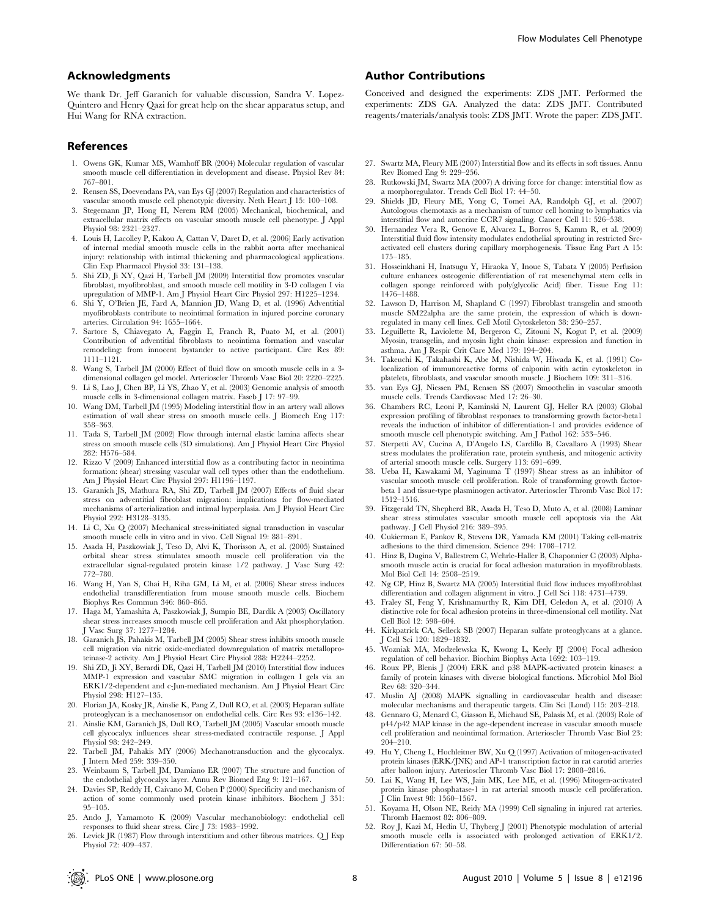## Acknowledgments

We thank Dr. Jeff Garanich for valuable discussion, Sandra V. Lopez-Quintero and Henry Qazi for great help on the shear apparatus setup, and Hui Wang for RNA extraction.

## Author Contributions

Conceived and designed the experiments: ZDS JMT. Performed the experiments: ZDS GA. Analyzed the data: ZDS JMT. Contributed reagents/materials/analysis tools: ZDS JMT. Wrote the paper: ZDS JMT.

## References

1. Owens GK, Kumar MS, Wamhoff BR (2004) Molecular regulation of vascular smooth muscle cell differentiation in development and disease. Physiol Rev 84: 767–801.
2. Rensen SS, Doevendans PA, van Eys GJ (2007) Regulation and characteristics of vascular smooth muscle cell phenotypic diversity. Neth Heart J 15: 100–108.
3. Stegemann JP, Hong H, Nerem RM (2005) Mechanical, biochemical, and extracellular matrix effects on vascular smooth muscle cell phenotype. J Appl Physiol 98: 2321–2327.
4. Louis H, Lacolley P, Kakou A, Cattan V, Daret D, et al. (2006) Early activation of internal medial smooth muscle cells in the rabbit aorta after mechanical injury: relationship with intimal thickening and pharmacological applications. Clin Exp Pharmacol Physiol 33: 131–138.
5. Shi ZD, Ji XY, Qazi H, Tarbell JM (2009) Interstitial flow promotes vascular fibroblast, myofibroblast, and smooth muscle cell motility in 3-D collagen I via upregulation of MMP-1. Am J Physiol Heart Circ Physiol 297: H1225–1234.
6. Shi Y, O'Brien JE, Fard A, Mannion JD, Wang D, et al. (1996) Adventitial myofibroblasts contribute to neointimal formation in injured porcine coronary arteries. Circulation 94: 1655–1664.
7. Sartore S, Chiavegato A, Faggin E, Franch R, Puato M, et al. (2001) Contribution of adventitial fibroblasts to neointima formation and vascular remodeling: from innocent bystander to active participant. Circ Res 89: 1111–1121.
8. Wang S, Tarbell JM (2000) Effect of fluid flow on smooth muscle cells in a 3-dimensional collagen gel model. Arterioscler Thromb Vasc Biol 20: 2220–2225.
9. Li S, Lao J, Chen BP, Li YS, Zhao Y, et al. (2003) Genomic analysis of smooth muscle cells in 3-dimensional collagen matrix. Faseb J 17: 97–99.
10. Wang DM, Tarbell JM (1995) Modeling interstitial flow in an artery wall allows estimation of wall shear stress on smooth muscle cells. J Biomech Eng 117: 358–363.
11. Tada S, Tarbell JM (2002) Flow through internal elastic lamina affects shear stress on smooth muscle cells (3D simulations). Am J Physiol Heart Circ Physiol 282: H576–584.
12. Rizzo V (2009) Enhanced interstitial flow as a contributing factor in neointima formation: (shear) stressing vascular wall cell types other than the endothelium. Am J Physiol Heart Circ Physiol 297: H1196–1197.
13. Garanich JS, Mathura RA, Shi ZD, Tarbell JM (2007) Effects of fluid shear stress on adventitial fibroblast migration: implications for flow-mediated mechanisms of arterialization and intimal hyperplasia. Am J Physiol Heart Circ Physiol 292: H3128–3135.
14. Li C, Xu Q (2007) Mechanical stress-initiated signal transduction in vascular smooth muscle cells in vitro and in vivo. Cell Signal 19: 881–891.
15. Asada H, Paszkowiak J, Teso D, Alvi K, Thorisson A, et al. (2005) Sustained orbital shear stress stimulates smooth muscle cell proliferation via the extracellular signal-regulated protein kinase 1/2 pathway. J Vasc Surg 42: 772–780.
16. Wang H, Yan S, Chai H, Riha GM, Li M, et al. (2006) Shear stress induces endothelial transdifferentiation from mouse smooth muscle cells. Biochem Biophys Res Commun 346: 860–865.
17. Haga M, Yamashita A, Paszkowiak J, Sumpio BE, Dardik A (2003) Oscillatory shear stress increases smooth muscle cell proliferation and Akt phosphorylation. J Vasc Surg 37: 1277–1284.
18. Garanich JS, Pahakis M, Tarbell JM (2005) Shear stress inhibits smooth muscle cell migration via nitric oxide-mediated downregulation of matrix metalloproteinase-2 activity. Am J Physiol Heart Circ Physiol 288: H2244–2252.
19. Shi ZD, Ji XY, Berardi DE, Qazi H, Tarbell JM (2010) Interstitial flow induces MMP-1 expression and vascular SMC migration in collagen I gels via an ERK1/2-dependent and c-Jun-mediated mechanism. Am J Physiol Heart Circ Physiol 298: H127–135.
20. Florian JA, Kosky JR, Ainslie K, Pang Z, Dull RO, et al. (2003) Heparan sulfate proteoglycan is a mechanosensor on endothelial cells. Circ Res 93: e136–142.
21. Ainslie KM, Garanich JS, Dull RO, Tarbell JM (2005) Vascular smooth muscle cell glycocalyx influences shear stress-mediated contractile response. J Appl Physiol 98: 242–249.
22. Tarbell JM, Pahakis MY (2006) Mechanotransduction and the glycocalyx. J Intern Med 259: 339–350.
23. Weinbaum S, Tarbell JM, Damiano ER (2007) The structure and function of the endothelial glycocalyx layer. Annu Rev Biomed Eng 9: 121–167.
24. Davies SP, Reddy H, Caivano M, Cohen P (2000) Specificity and mechanism of action of some commonly used protein kinase inhibitors. Biochem J 351: 95–105.
25. Ando J, Yamamoto K (2009) Vascular mechanobiology: endothelial cell responses to fluid shear stress. Circ J 73: 1983–1992.
26. Levick JR (1987) Flow through interstitium and other fibrous matrices. Q J Exp Physiol 72: 409–437.
27. Swartz MA, Fleury ME (2007) Interstitial flow and its effects in soft tissues. Annu Rev Biomed Eng 9: 229–256.
28. Rutkowski JM, Swartz MA (2007) A driving force for change: interstitial flow as a morphoregulator. Trends Cell Biol 17: 44–50.
29. Shields JD, Fleury ME, Yong C, Tomei AA, Randolph GJ, et al. (2007) Autologous chemotaxis as a mechanism of tumor cell homing to lymphatics via interstitial flow and autocrine CCR7 signaling. Cancer Cell 11: 526–538.
30. Hernandez Vera R, Genove E, Alvarez L, Borros S, Kamm R, et al. (2009) Interstitial fluid flow intensity modulates endothelial sprouting in restricted Src-activated cell clusters during capillary morphogenesis. Tissue Eng Part A 15: 175–185.
31. Hosseinkhani H, Inatsugu Y, Hiraoka Y, Inoue S, Tabata Y (2005) Perfusion culture enhances osteogenic differentiation of rat mesenchymal stem cells in collagen sponge reinforced with poly(glycolic Acid) fiber. Tissue Eng 11: 1476–1488.
32. Lawson D, Harrison M, Shapland C (1997) Fibroblast transgelin and smooth muscle SM22alpha are the same protein, the expression of which is down-regulated in many cell lines. Cell Motil Cytoskeleton 38: 250–257.
33. Leguillette R, Laviolette M, Bergeron C, Zitouni N, Kogut P, et al. (2009) Myosin, transgelin, and myosin light chain kinase: expression and function in asthma. Am J Respir Crit Care Med 179: 194–204.
34. Takeuchi K, Takahashi K, Abe M, Nishida W, Hiwada K, et al. (1991) Co-localization of immunoreactive forms of calponin with actin cytoskeleton in platelets, fibroblasts, and vascular smooth muscle. J Biochem 109: 311–316.
35. van Eys GJ, Niessen PM, Rensen SS (2007) Smoothelin in vascular smooth muscle cells. Trends Cardiovasc Med 17: 26–30.
36. Chambers RC, Leoni P, Kaminski N, Laurent GJ, Heller RA (2003) Global expression profiling of fibroblast responses to transforming growth factor-beta1 reveals the induction of inhibitor of differentiation-1 and provides evidence of smooth muscle cell phenotypic switching. Am J Pathol 162: 533–546.
37. Sterpetti AV, Cucina A, D'Angelo LS, Cardillo B, Cavallaro A (1993) Shear stress modulates the proliferation rate, protein synthesis, and mitogenic activity of arterial smooth muscle cells. Surgery 113: 691–699.
38. Ueba H, Kawakami M, Yaginuma T (1997) Shear stress as an inhibitor of vascular smooth muscle cell proliferation. Role of transforming growth factor-beta 1 and tissue-type plasminogen activator. Arterioscler Thromb Vasc Biol 17: 1512–1516.
39. Fitzgerald TN, Shepherd BR, Asada H, Teso D, Muto A, et al. (2008) Laminar shear stress stimulates vascular smooth muscle cell apoptosis via the Akt pathway. J Cell Physiol 216: 389–395.
40. Cukierman E, Pankov R, Stevens DR, Yamada KM (2001) Taking cell-matrix adhesions to the third dimension. Science 294: 1708–1712.
41. Hinz B, Dugina V, Ballestrem C, Wehrle-Haller B, Chaponnier C (2003) Alpha-smooth muscle actin is crucial for focal adhesion maturation in myofibroblasts. Mol Biol Cell 14: 2508–2519.
42. Ng CP, Hinz B, Swartz MA (2005) Interstitial fluid flow induces myofibroblast differentiation and collagen alignment in vitro. J Cell Sci 118: 4731–4739.
43. Fraley SI, Feng Y, Krishnamurthy R, Kim DH, Celedon A, et al. (2010) A distinctive role for focal adhesion proteins in three-dimensional cell motility. Nat Cell Biol 12: 598–604.
44. Kirkpatrick CA, Selleck SB (2007) Heparan sulfate proteoglycans at a glance. J Cell Sci 120: 1829–1832.
45. Wozniak MA, Modzelewska K, Kwong L, Keely PJ (2004) Focal adhesion regulation of cell behavior. Biochim Biophys Acta 1692: 103–119.
46. Roux PP, Blenis J (2004) ERK and p38 MAPK-activated protein kinases: a family of protein kinases with diverse biological functions. Microbiol Mol Biol Rev 68: 320–344.
47. Muslin AJ (2008) MAPK signalling in cardiovascular health and disease: molecular mechanisms and therapeutic targets. Clin Sci (Lond) 115: 203–218.
48. Gennaro G, Menard C, Giasson E, Michaud SE, Palasis M, et al. (2003) Role of p44/p42 MAP kinase in the age-dependent increase in vascular smooth muscle cell proliferation and neointimal formation. Arterioscler Thromb Vasc Biol 23: 204–210.
49. Hu Y, Cheng L, Hochleitner BW, Xu Q (1997) Activation of mitogen-activated protein kinases (ERK/JNK) and AP-1 transcription factor in rat carotid arteries after balloon injury. Arterioscler Thromb Vasc Biol 17: 2808–2816.
50. Lai K, Wang H, Lee WS, Jain MK, Lee ME, et al. (1996) Mitogen-activated protein kinase phosphatase-1 in rat arterial smooth muscle cell proliferation. J Clin Invest 98: 1560–1567.
51. Koyama H, Olson NE, Reidy MA (1999) Cell signaling in injured rat arteries. Thromb Haemost 82: 806–809.
52. Roy J, Kazi M, Hedin U, Thyberg J (2001) Phenotypic modulation of arterial smooth muscle cells is associated with prolonged activation of ERK1/2. Differentiation 67: 50–58.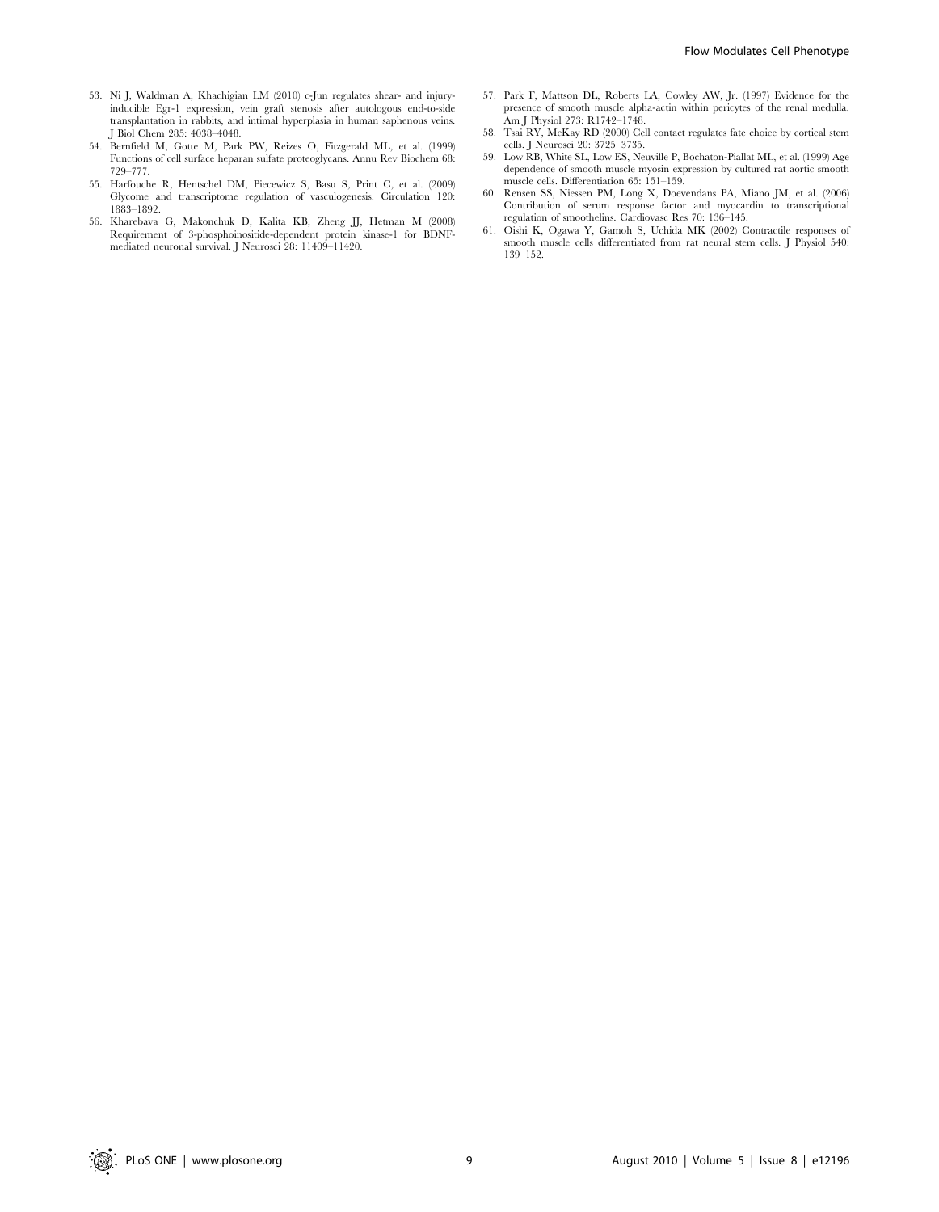53. Ni J, Waldman A, Khachigian LM (2010) c-Jun regulates shear- and injury-inducible Egr-1 expression, vein graft stenosis after autologous end-to-side transplantation in rabbits, and intimal hyperplasia in human saphenous veins. J Biol Chem 285: 4038–4048.
54. Bernfield M, Gotte M, Park PW, Reizes O, Fitzgerald ML, et al. (1999) Functions of cell surface heparan sulfate proteoglycans. Annu Rev Biochem 68: 729–777.
55. Harfouche R, Hentschel DM, Piecewicz S, Basu S, Print C, et al. (2009) Glycome and transcriptome regulation of vasculogenesis. Circulation 120: 1883–1892.
56. Kharebava G, Makonchuk D, Kalita KB, Zheng JJ, Hetman M (2008) Requirement of 3-phosphoinositide-dependent protein kinase-1 for BDNF-mediated neuronal survival. J Neurosci 28: 11409–11420.
57. Park F, Mattson DL, Roberts LA, Cowley AW, Jr. (1997) Evidence for the presence of smooth muscle alpha-actin within pericytes of the renal medulla. Am J Physiol 273: R1742–1748.
58. Tsai RY, McKay RD (2000) Cell contact regulates fate choice by cortical stem cells. J Neurosci 20: 3725–3735.
59. Low RB, White SL, Low ES, Neuville P, Bochaton-Piallat ML, et al. (1999) Age dependence of smooth muscle myosin expression by cultured rat aortic smooth muscle cells. Differentiation 65: 151–159.
60. Rensen SS, Niessen PM, Long X, Doevendans PA, Miano JM, et al. (2006) Contribution of serum response factor and myocardin to transcriptional regulation of smoothelins. Cardiovasc Res 70: 136–145.
61. Oishi K, Ogawa Y, Gamoh S, Uchida MK (2002) Contractile responses of smooth muscle cells differentiated from rat neural stem cells. J Physiol 540: 139–152.